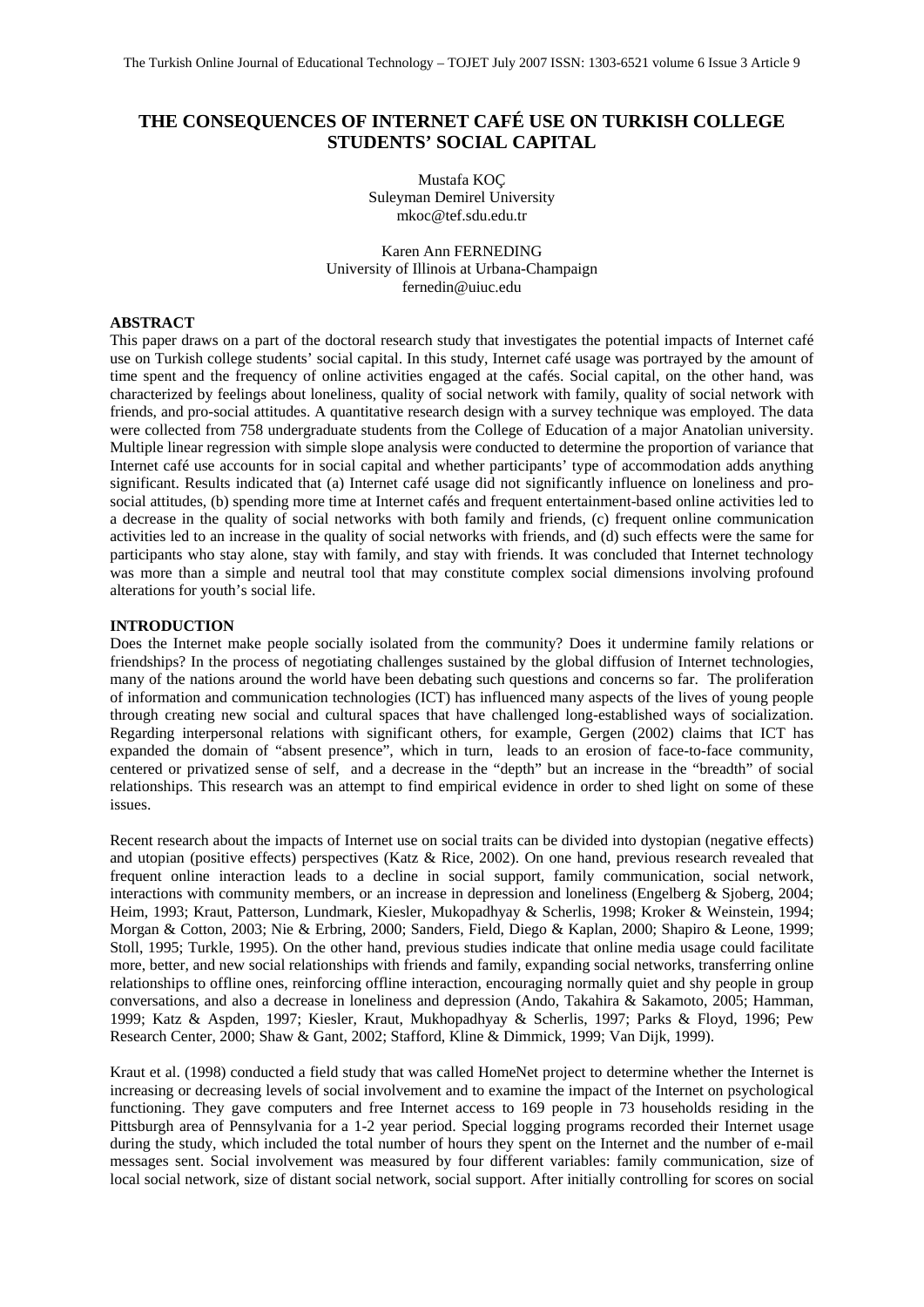# THE CONSEQUENCES OF INTERNET CAFÉ USE ON TURKISH COLLEGE STUDENTS' SOCIAL CAPITAL

Mustafa KOÇ
Suleyman Demirel University
mkoc@tef.sdu.edu.tr

Karen Ann FERNEDING
University of Illinois at Urbana-Champaign
fernedin@uiuc.edu

## ABSTRACT

This paper draws on a part of the doctoral research study that investigates the potential impacts of Internet café use on Turkish college students' social capital. In this study, Internet café usage was portrayed by the amount of time spent and the frequency of online activities engaged at the cafés. Social capital, on the other hand, was characterized by feelings about loneliness, quality of social network with family, quality of social network with friends, and pro-social attitudes. A quantitative research design with a survey technique was employed. The data were collected from 758 undergraduate students from the College of Education of a major Anatolian university. Multiple linear regression with simple slope analysis were conducted to determine the proportion of variance that Internet café use accounts for in social capital and whether participants' type of accommodation adds anything significant. Results indicated that (a) Internet café usage did not significantly influence on loneliness and pro-social attitudes, (b) spending more time at Internet cafés and frequent entertainment-based online activities led to a decrease in the quality of social networks with both family and friends, (c) frequent online communication activities led to an increase in the quality of social networks with friends, and (d) such effects were the same for participants who stay alone, stay with family, and stay with friends. It was concluded that Internet technology was more than a simple and neutral tool that may constitute complex social dimensions involving profound alterations for youth's social life.

## INTRODUCTION

Does the Internet make people socially isolated from the community? Does it undermine family relations or friendships? In the process of negotiating challenges sustained by the global diffusion of Internet technologies, many of the nations around the world have been debating such questions and concerns so far. The proliferation of information and communication technologies (ICT) has influenced many aspects of the lives of young people through creating new social and cultural spaces that have challenged long-established ways of socialization. Regarding interpersonal relations with significant others, for example, Gergen (2002) claims that ICT has expanded the domain of "absent presence", which in turn, leads to an erosion of face-to-face community, centered or privatized sense of self, and a decrease in the "depth" but an increase in the "breadth" of social relationships. This research was an attempt to find empirical evidence in order to shed light on some of these issues.

Recent research about the impacts of Internet use on social traits can be divided into dystopian (negative effects) and utopian (positive effects) perspectives (Katz & Rice, 2002). On one hand, previous research revealed that frequent online interaction leads to a decline in social support, family communication, social network, interactions with community members, or an increase in depression and loneliness (Engelberg & Sjoberg, 2004; Heim, 1993; Kraut, Patterson, Lundmark, Kiesler, Mukopadhyay & Scherlis, 1998; Kroker & Weinstein, 1994; Morgan & Cotton, 2003; Nie & Erbring, 2000; Sanders, Field, Diego & Kaplan, 2000; Shapiro & Leone, 1999; Stoll, 1995; Turkle, 1995). On the other hand, previous studies indicate that online media usage could facilitate more, better, and new social relationships with friends and family, expanding social networks, transferring online relationships to offline ones, reinforcing offline interaction, encouraging normally quiet and shy people in group conversations, and also a decrease in loneliness and depression (Ando, Takahira & Sakamoto, 2005; Hamman, 1999; Katz & Aspden, 1997; Kiesler, Kraut, Mukhopadhyay & Scherlis, 1997; Parks & Floyd, 1996; Pew Research Center, 2000; Shaw & Gant, 2002; Stafford, Kline & Dimmick, 1999; Van Dijk, 1999).

Kraut et al. (1998) conducted a field study that was called HomeNet project to determine whether the Internet is increasing or decreasing levels of social involvement and to examine the impact of the Internet on psychological functioning. They gave computers and free Internet access to 169 people in 73 households residing in the Pittsburgh area of Pennsylvania for a 1-2 year period. Special logging programs recorded their Internet usage during the study, which included the total number of hours they spent on the Internet and the number of e-mail messages sent. Social involvement was measured by four different variables: family communication, size of local social network, size of distant social network, social support. After initially controlling for scores on social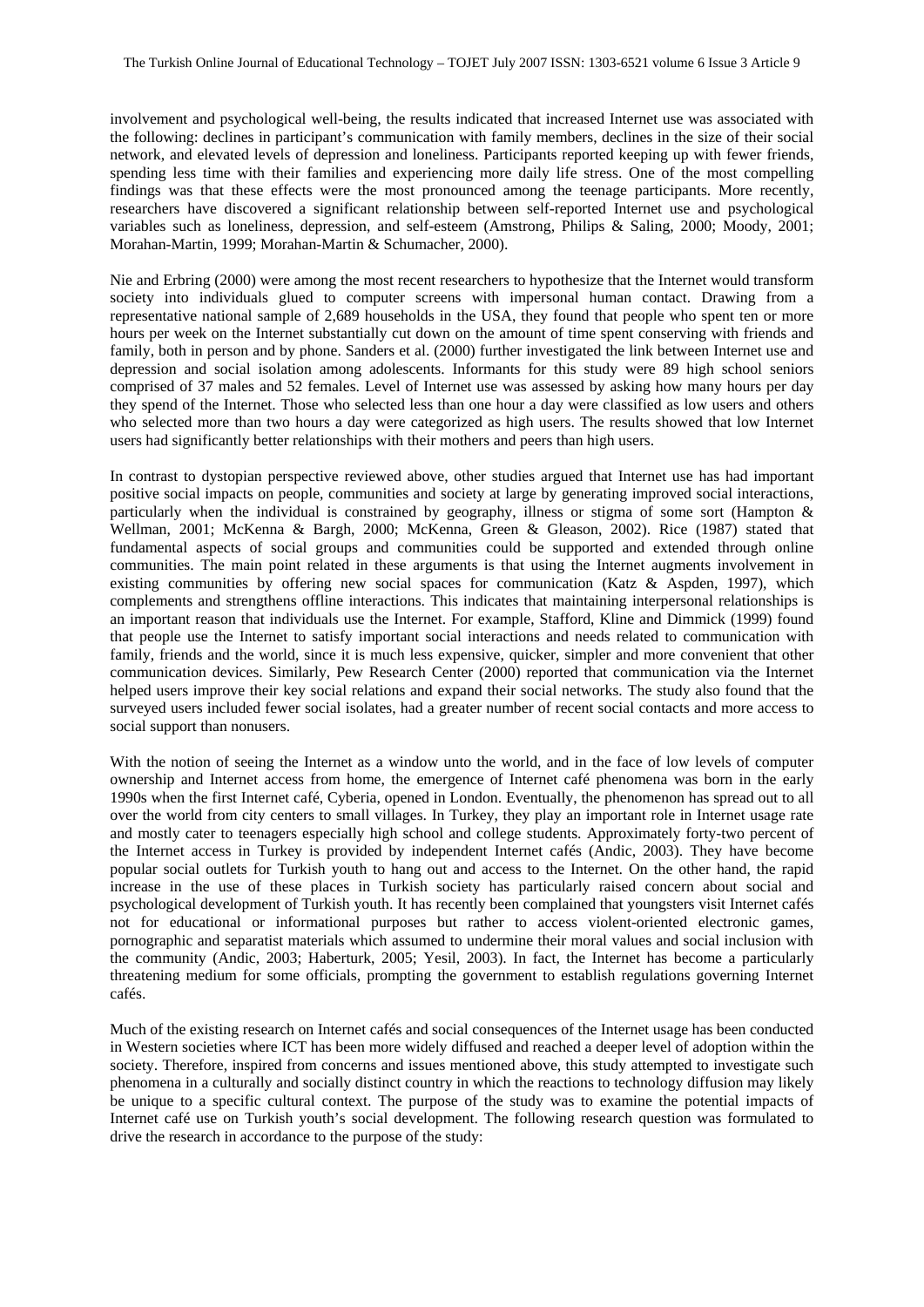involvement and psychological well-being, the results indicated that increased Internet use was associated with the following: declines in participant's communication with family members, declines in the size of their social network, and elevated levels of depression and loneliness. Participants reported keeping up with fewer friends, spending less time with their families and experiencing more daily life stress. One of the most compelling findings was that these effects were the most pronounced among the teenage participants. More recently, researchers have discovered a significant relationship between self-reported Internet use and psychological variables such as loneliness, depression, and self-esteem (Amstrong, Philips & Saling, 2000; Moody, 2001; Morahan-Martin, 1999; Morahan-Martin & Schumacher, 2000).

Nie and Erbring (2000) were among the most recent researchers to hypothesize that the Internet would transform society into individuals glued to computer screens with impersonal human contact. Drawing from a representative national sample of 2,689 households in the USA, they found that people who spent ten or more hours per week on the Internet substantially cut down on the amount of time spent conserving with friends and family, both in person and by phone. Sanders et al. (2000) further investigated the link between Internet use and depression and social isolation among adolescents. Informants for this study were 89 high school seniors comprised of 37 males and 52 females. Level of Internet use was assessed by asking how many hours per day they spend of the Internet. Those who selected less than one hour a day were classified as low users and others who selected more than two hours a day were categorized as high users. The results showed that low Internet users had significantly better relationships with their mothers and peers than high users.

In contrast to dystopian perspective reviewed above, other studies argued that Internet use has had important positive social impacts on people, communities and society at large by generating improved social interactions, particularly when the individual is constrained by geography, illness or stigma of some sort (Hampton & Wellman, 2001; McKenna & Bargh, 2000; McKenna, Green & Gleason, 2002). Rice (1987) stated that fundamental aspects of social groups and communities could be supported and extended through online communities. The main point related in these arguments is that using the Internet augments involvement in existing communities by offering new social spaces for communication (Katz & Aspden, 1997), which complements and strengthens offline interactions. This indicates that maintaining interpersonal relationships is an important reason that individuals use the Internet. For example, Stafford, Kline and Dimmick (1999) found that people use the Internet to satisfy important social interactions and needs related to communication with family, friends and the world, since it is much less expensive, quicker, simpler and more convenient that other communication devices. Similarly, Pew Research Center (2000) reported that communication via the Internet helped users improve their key social relations and expand their social networks. The study also found that the surveyed users included fewer social isolates, had a greater number of recent social contacts and more access to social support than nonusers.

With the notion of seeing the Internet as a window unto the world, and in the face of low levels of computer ownership and Internet access from home, the emergence of Internet café phenomena was born in the early 1990s when the first Internet café, Cyberia, opened in London. Eventually, the phenomenon has spread out to all over the world from city centers to small villages. In Turkey, they play an important role in Internet usage rate and mostly cater to teenagers especially high school and college students. Approximately forty-two percent of the Internet access in Turkey is provided by independent Internet cafés (Andic, 2003). They have become popular social outlets for Turkish youth to hang out and access to the Internet. On the other hand, the rapid increase in the use of these places in Turkish society has particularly raised concern about social and psychological development of Turkish youth. It has recently been complained that youngsters visit Internet cafés not for educational or informational purposes but rather to access violent-oriented electronic games, pornographic and separatist materials which assumed to undermine their moral values and social inclusion with the community (Andic, 2003; Haberturk, 2005; Yesil, 2003). In fact, the Internet has become a particularly threatening medium for some officials, prompting the government to establish regulations governing Internet cafés.

Much of the existing research on Internet cafés and social consequences of the Internet usage has been conducted in Western societies where ICT has been more widely diffused and reached a deeper level of adoption within the society. Therefore, inspired from concerns and issues mentioned above, this study attempted to investigate such phenomena in a culturally and socially distinct country in which the reactions to technology diffusion may likely be unique to a specific cultural context. The purpose of the study was to examine the potential impacts of Internet café use on Turkish youth's social development. The following research question was formulated to drive the research in accordance to the purpose of the study: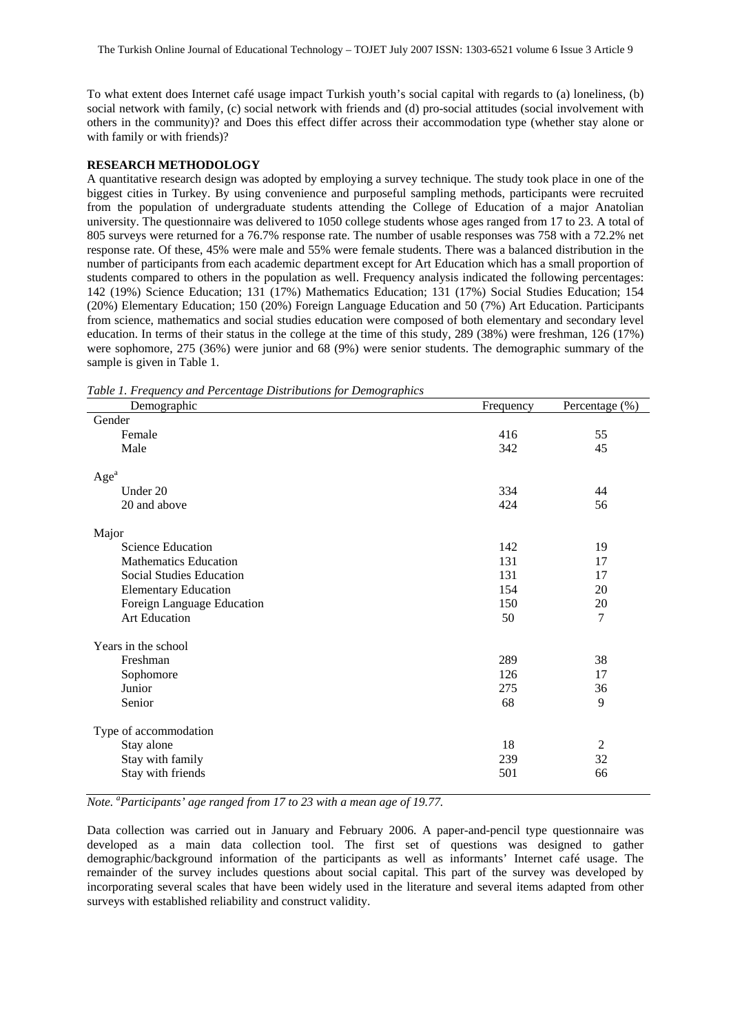To what extent does Internet café usage impact Turkish youth's social capital with regards to (a) loneliness, (b) social network with family, (c) social network with friends and (d) pro-social attitudes (social involvement with others in the community)? and Does this effect differ across their accommodation type (whether stay alone or with family or with friends)?

## RESEARCH METHODOLOGY

A quantitative research design was adopted by employing a survey technique. The study took place in one of the biggest cities in Turkey. By using convenience and purposeful sampling methods, participants were recruited from the population of undergraduate students attending the College of Education of a major Anatolian university. The questionnaire was delivered to 1050 college students whose ages ranged from 17 to 23. A total of 805 surveys were returned for a 76.7% response rate. The number of usable responses was 758 with a 72.2% net response rate. Of these, 45% were male and 55% were female students. There was a balanced distribution in the number of participants from each academic department except for Art Education which has a small proportion of students compared to others in the population as well. Frequency analysis indicated the following percentages: 142 (19%) Science Education; 131 (17%) Mathematics Education; 131 (17%) Social Studies Education; 154 (20%) Elementary Education; 150 (20%) Foreign Language Education and 50 (7%) Art Education. Participants from science, mathematics and social studies education were composed of both elementary and secondary level education. In terms of their status in the college at the time of this study, 289 (38%) were freshman, 126 (17%) were sophomore, 275 (36%) were junior and 68 (9%) were senior students. The demographic summary of the sample is given in Table 1.

*Table 1. Frequency and Percentage Distributions for Demographics*

| Demographic | Frequency | Percentage (%) |
|---|---|---|
| Gender | | |
| Female | 416 | 55 |
| Male | 342 | 45 |
| Age[a] | | |
| Under 20 | 334 | 44 |
| 20 and above | 424 | 56 |
| Major | | |
| Science Education | 142 | 19 |
| Mathematics Education | 131 | 17 |
| Social Studies Education | 131 | 17 |
| Elementary Education | 154 | 20 |
| Foreign Language Education | 150 | 20 |
| Art Education | 50 | 7 |
| Years in the school | | |
| Freshman | 289 | 38 |
| Sophomore | 126 | 17 |
| Junior | 275 | 36 |
| Senior | 68 | 9 |
| Type of accommodation | | |
| Stay alone | 18 | 2 |
| Stay with family | 239 | 32 |
| Stay with friends | 501 | 66 |

*Note. [a]Participants' age ranged from 17 to 23 with a mean age of 19.77.*

Data collection was carried out in January and February 2006. A paper-and-pencil type questionnaire was developed as a main data collection tool. The first set of questions was designed to gather demographic/background information of the participants as well as informants' Internet café usage. The remainder of the survey includes questions about social capital. This part of the survey was developed by incorporating several scales that have been widely used in the literature and several items adapted from other surveys with established reliability and construct validity.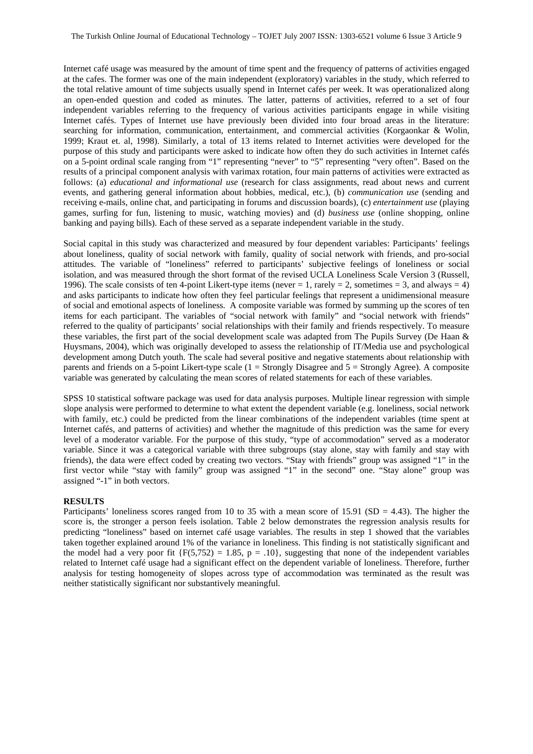Internet café usage was measured by the amount of time spent and the frequency of patterns of activities engaged at the cafes. The former was one of the main independent (exploratory) variables in the study, which referred to the total relative amount of time subjects usually spend in Internet cafés per week. It was operationalized along an open-ended question and coded as minutes. The latter, patterns of activities, referred to a set of four independent variables referring to the frequency of various activities participants engage in while visiting Internet cafés. Types of Internet use have previously been divided into four broad areas in the literature: searching for information, communication, entertainment, and commercial activities (Korgaonkar & Wolin, 1999; Kraut et. al, 1998). Similarly, a total of 13 items related to Internet activities were developed for the purpose of this study and participants were asked to indicate how often they do such activities in Internet cafés on a 5-point ordinal scale ranging from "1" representing "never" to "5" representing "very often". Based on the results of a principal component analysis with varimax rotation, four main patterns of activities were extracted as follows: (a) *educational and informational use* (research for class assignments, read about news and current events, and gathering general information about hobbies, medical, etc.), (b) *communication use* (sending and receiving e-mails, online chat, and participating in forums and discussion boards), (c) *entertainment use* (playing games, surfing for fun, listening to music, watching movies) and (d) *business use* (online shopping, online banking and paying bills). Each of these served as a separate independent variable in the study.

Social capital in this study was characterized and measured by four dependent variables: Participants' feelings about loneliness, quality of social network with family, quality of social network with friends, and pro-social attitudes. The variable of "loneliness" referred to participants' subjective feelings of loneliness or social isolation, and was measured through the short format of the revised UCLA Loneliness Scale Version 3 (Russell, 1996). The scale consists of ten 4-point Likert-type items (never = 1, rarely = 2, sometimes = 3, and always = 4) and asks participants to indicate how often they feel particular feelings that represent a unidimensional measure of social and emotional aspects of loneliness. A composite variable was formed by summing up the scores of ten items for each participant. The variables of "social network with family" and "social network with friends" referred to the quality of participants' social relationships with their family and friends respectively. To measure these variables, the first part of the social development scale was adapted from The Pupils Survey (De Haan & Huysmans, 2004), which was originally developed to assess the relationship of IT/Media use and psychological development among Dutch youth. The scale had several positive and negative statements about relationship with parents and friends on a 5-point Likert-type scale (1 = Strongly Disagree and 5 = Strongly Agree). A composite variable was generated by calculating the mean scores of related statements for each of these variables.

SPSS 10 statistical software package was used for data analysis purposes. Multiple linear regression with simple slope analysis were performed to determine to what extent the dependent variable (e.g. loneliness, social network with family, etc.) could be predicted from the linear combinations of the independent variables (time spent at Internet cafés, and patterns of activities) and whether the magnitude of this prediction was the same for every level of a moderator variable. For the purpose of this study, "type of accommodation" served as a moderator variable. Since it was a categorical variable with three subgroups (stay alone, stay with family and stay with friends), the data were effect coded by creating two vectors. "Stay with friends" group was assigned "1" in the first vector while "stay with family" group was assigned "1" in the second" one. "Stay alone" group was assigned "-1" in both vectors.

## RESULTS

Participants' loneliness scores ranged from 10 to 35 with a mean score of 15.91 ($SD = 4.43$). The higher the score is, the stronger a person feels isolation. Table 2 below demonstrates the regression analysis results for predicting "loneliness" based on internet café usage variables. The results in step 1 showed that the variables taken together explained around 1% of the variance in loneliness. This finding is not statistically significant and the model had a very poor fit $\{F(5,752) = 1.85,\ p = .10\}$, suggesting that none of the independent variables related to Internet café usage had a significant effect on the dependent variable of loneliness. Therefore, further analysis for testing homogeneity of slopes across type of accommodation was terminated as the result was neither statistically significant nor substantively meaningful.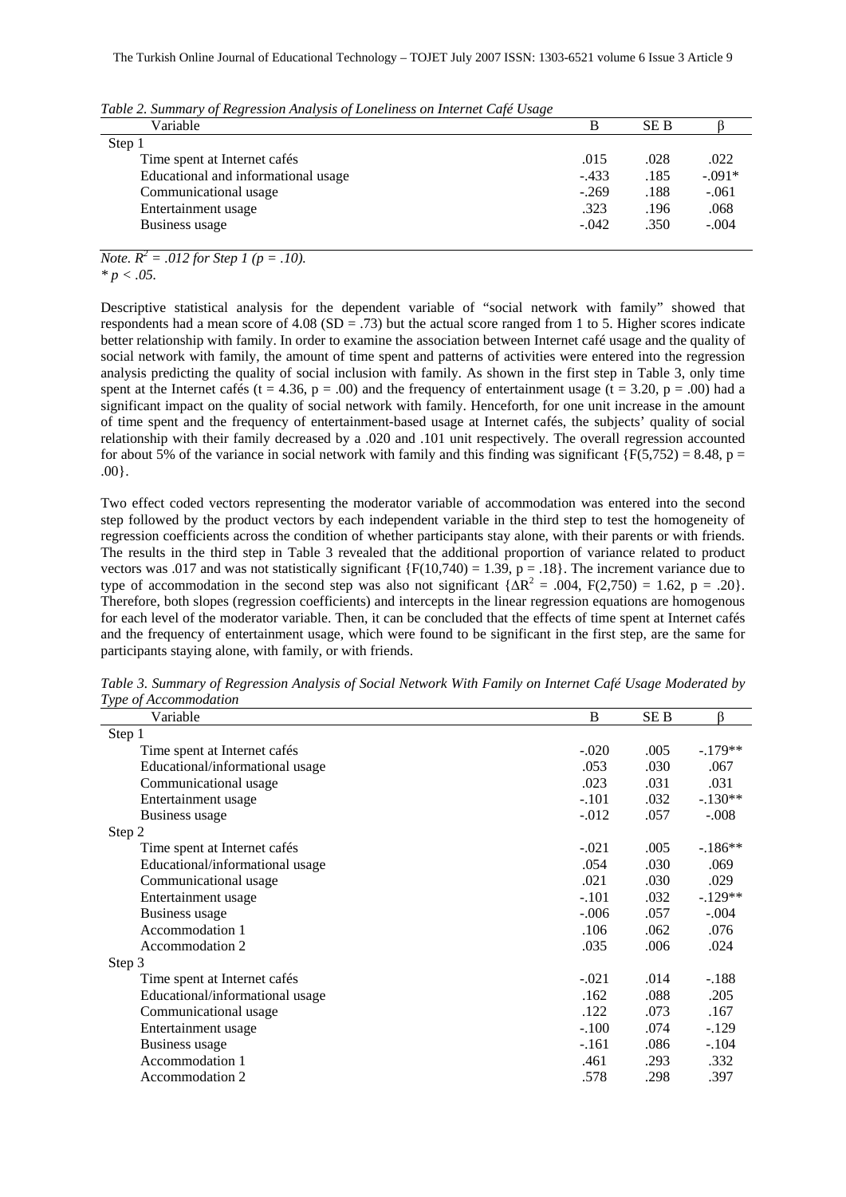*Table 2. Summary of Regression Analysis of Loneliness on Internet Café Usage*

| Variable | B | SE B | β |
|---|---|---|---|
| Step 1 | | | |
| Time spent at Internet cafés | .015 | .028 | .022 |
| Educational and informational usage | -.433 | .185 | -.091* |
| Communicational usage | -.269 | .188 | -.061 |
| Entertainment usage | .323 | .196 | .068 |
| Business usage | -.042 | .350 | -.004 |

*Note.* $R^2 = .012$ *for Step 1 (p = .10).*
*$* p < .05$.*

Descriptive statistical analysis for the dependent variable of "social network with family" showed that respondents had a mean score of 4.08 (SD = .73) but the actual score ranged from 1 to 5. Higher scores indicate better relationship with family. In order to examine the association between Internet café usage and the quality of social network with family, the amount of time spent and patterns of activities were entered into the regression analysis predicting the quality of social inclusion with family. As shown in the first step in Table 3, only time spent at the Internet cafés ($t = 4.36$, $p = .00$) and the frequency of entertainment usage ($t = 3.20$, $p = .00$) had a significant impact on the quality of social network with family. Henceforth, for one unit increase in the amount of time spent and the frequency of entertainment-based usage at Internet cafés, the subjects' quality of social relationship with their family decreased by a .020 and .101 unit respectively. The overall regression accounted for about 5% of the variance in social network with family and this finding was significant {$F(5,752) = 8.48$, $p = .00$}.

Two effect coded vectors representing the moderator variable of accommodation was entered into the second step followed by the product vectors by each independent variable in the third step to test the homogeneity of regression coefficients across the condition of whether participants stay alone, with their parents or with friends. The results in the third step in Table 3 revealed that the additional proportion of variance related to product vectors was .017 and was not statistically significant {$F(10,740) = 1.39$, $p = .18$}. The increment variance due to type of accommodation in the second step was also not significant {$\Delta R^2 = .004$, $F(2,750) = 1.62$, $p = .20$}. Therefore, both slopes (regression coefficients) and intercepts in the linear regression equations are homogenous for each level of the moderator variable. Then, it can be concluded that the effects of time spent at Internet cafés and the frequency of entertainment usage, which were found to be significant in the first step, are the same for participants staying alone, with family, or with friends.

*Table 3. Summary of Regression Analysis of Social Network With Family on Internet Café Usage Moderated by Type of Accommodation*

| Variable | B | SE B | β |
|---|---|---|---|
| Step 1 | | | |
| Time spent at Internet cafés | -.020 | .005 | -.179** |
| Educational/informational usage | .053 | .030 | .067 |
| Communicational usage | .023 | .031 | .031 |
| Entertainment usage | -.101 | .032 | -.130** |
| Business usage | -.012 | .057 | -.008 |
| Step 2 | | | |
| Time spent at Internet cafés | -.021 | .005 | -.186** |
| Educational/informational usage | .054 | .030 | .069 |
| Communicational usage | .021 | .030 | .029 |
| Entertainment usage | -.101 | .032 | -.129** |
| Business usage | -.006 | .057 | -.004 |
| Accommodation 1 | .106 | .062 | .076 |
| Accommodation 2 | .035 | .006 | .024 |
| Step 3 | | | |
| Time spent at Internet cafés | -.021 | .014 | -.188 |
| Educational/informational usage | .162 | .088 | .205 |
| Communicational usage | .122 | .073 | .167 |
| Entertainment usage | -.100 | .074 | -.129 |
| Business usage | -.161 | .086 | -.104 |
| Accommodation 1 | .461 | .293 | .332 |
| Accommodation 2 | .578 | .298 | .397 |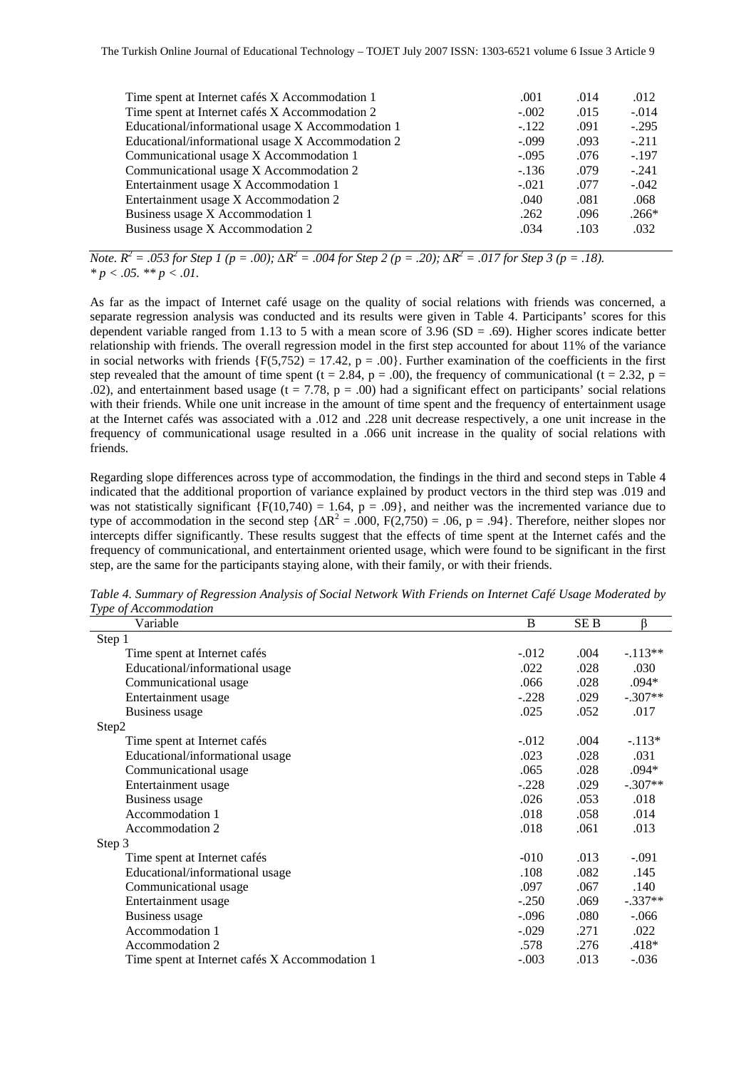| | | | |
|---|---|---|---|
| Time spent at Internet cafés X Accommodation 1 | .001 | .014 | .012 |
| Time spent at Internet cafés X Accommodation 2 | -.002 | .015 | -.014 |
| Educational/informational usage X Accommodation 1 | -.122 | .091 | -.295 |
| Educational/informational usage X Accommodation 2 | -.099 | .093 | -.211 |
| Communicational usage X Accommodation 1 | -.095 | .076 | -.197 |
| Communicational usage X Accommodation 2 | -.136 | .079 | -.241 |
| Entertainment usage X Accommodation 1 | -.021 | .077 | -.042 |
| Entertainment usage X Accommodation 2 | .040 | .081 | .068 |
| Business usage X Accommodation 1 | .262 | .096 | .266* |
| Business usage X Accommodation 2 | .034 | .103 | .032 |

*Note.* $R^2 = .053$ *for Step 1 (p = .00);* $\Delta R^2 = .004$ *for Step 2 (p = .20);* $\Delta R^2 = .017$ *for Step 3 (p = .18).*
\* *p < .05.* \*\* *p < .01.*

As far as the impact of Internet café usage on the quality of social relations with friends was concerned, a separate regression analysis was conducted and its results were given in Table 4. Participants' scores for this dependent variable ranged from 1.13 to 5 with a mean score of 3.96 (SD = .69). Higher scores indicate better relationship with friends. The overall regression model in the first step accounted for about 11% of the variance in social networks with friends $\{F(5,752) = 17.42, p = .00\}$. Further examination of the coefficients in the first step revealed that the amount of time spent ($t = 2.84$, $p = .00$), the frequency of communicational ($t = 2.32$, $p = .02$), and entertainment based usage ($t = 7.78$, $p = .00$) had a significant effect on participants' social relations with their friends. While one unit increase in the amount of time spent and the frequency of entertainment usage at the Internet cafés was associated with a .012 and .228 unit decrease respectively, a one unit increase in the frequency of communicational usage resulted in a .066 unit increase in the quality of social relations with friends.

Regarding slope differences across type of accommodation, the findings in the third and second steps in Table 4 indicated that the additional proportion of variance explained by product vectors in the third step was .019 and was not statistically significant $\{F(10,740) = 1.64, p = .09\}$, and neither was the incremented variance due to type of accommodation in the second step $\{\Delta R^2 = .000, F(2,750) = .06, p = .94\}$. Therefore, neither slopes nor intercepts differ significantly. These results suggest that the effects of time spent at the Internet cafés and the frequency of communicational, and entertainment oriented usage, which were found to be significant in the first step, are the same for the participants staying alone, with their family, or with their friends.

*Table 4. Summary of Regression Analysis of Social Network With Friends on Internet Café Usage Moderated by Type of Accommodation*

| Variable | B | SE B | β |
|---|---|---|---|
| Step 1 | | | |
| Time spent at Internet cafés | -.012 | .004 | -.113** |
| Educational/informational usage | .022 | .028 | .030 |
| Communicational usage | .066 | .028 | .094* |
| Entertainment usage | -.228 | .029 | -.307** |
| Business usage | .025 | .052 | .017 |
| Step2 | | | |
| Time spent at Internet cafés | -.012 | .004 | -.113* |
| Educational/informational usage | .023 | .028 | .031 |
| Communicational usage | .065 | .028 | .094* |
| Entertainment usage | -.228 | .029 | -.307** |
| Business usage | .026 | .053 | .018 |
| Accommodation 1 | .018 | .058 | .014 |
| Accommodation 2 | .018 | .061 | .013 |
| Step 3 | | | |
| Time spent at Internet cafés | -010 | .013 | -.091 |
| Educational/informational usage | .108 | .082 | .145 |
| Communicational usage | .097 | .067 | .140 |
| Entertainment usage | -.250 | .069 | -.337** |
| Business usage | -.096 | .080 | -.066 |
| Accommodation 1 | -.029 | .271 | .022 |
| Accommodation 2 | .578 | .276 | .418* |
| Time spent at Internet cafés X Accommodation 1 | -.003 | .013 | -.036 |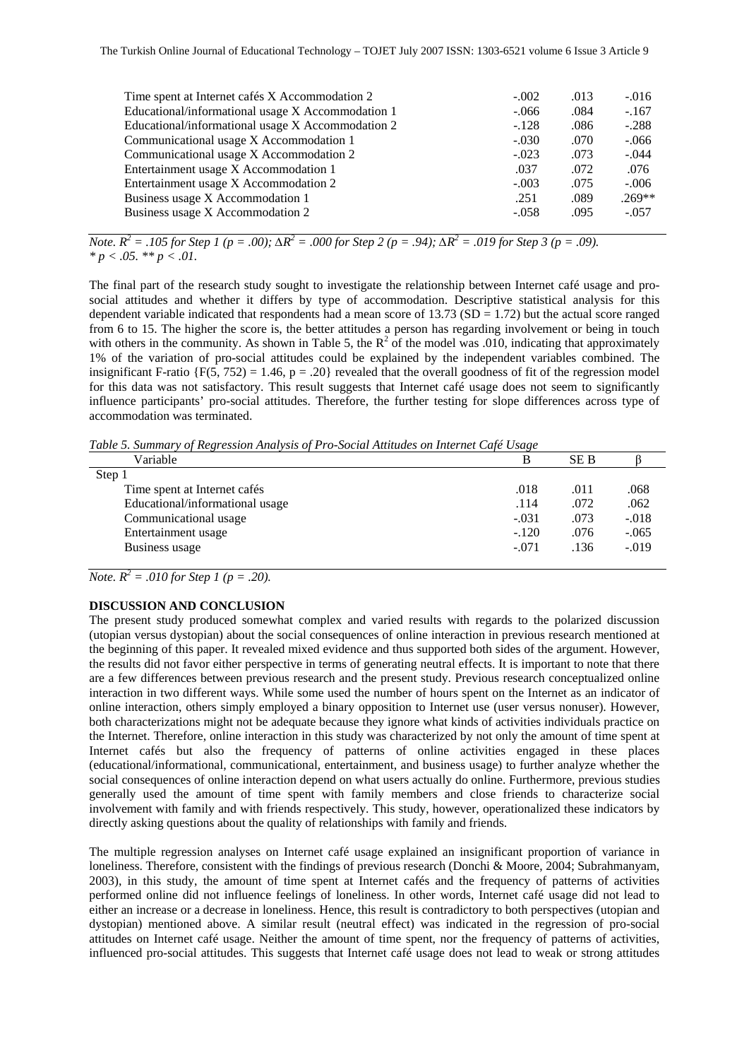| | | | |
|---|---|---|---|
| Time spent at Internet cafés X Accommodation 2 | -.002 | .013 | -.016 |
| Educational/informational usage X Accommodation 1 | -.066 | .084 | -.167 |
| Educational/informational usage X Accommodation 2 | -.128 | .086 | -.288 |
| Communicational usage X Accommodation 1 | -.030 | .070 | -.066 |
| Communicational usage X Accommodation 2 | -.023 | .073 | -.044 |
| Entertainment usage X Accommodation 1 | .037 | .072 | .076 |
| Entertainment usage X Accommodation 2 | -.003 | .075 | -.006 |
| Business usage X Accommodation 1 | .251 | .089 | .269** |
| Business usage X Accommodation 2 | -.058 | .095 | -.057 |

*Note.* $R^2 = .105$ *for Step 1 (*$p = .00$*);* $\Delta R^2 = .000$ *for Step 2 (*$p = .94$*);* $\Delta R^2 = .019$ *for Step 3 (*$p = .09$*).*
*\* $p < .05$. \*\* $p < .01$.*

The final part of the research study sought to investigate the relationship between Internet café usage and pro-social attitudes and whether it differs by type of accommodation. Descriptive statistical analysis for this dependent variable indicated that respondents had a mean score of 13.73 (SD = 1.72) but the actual score ranged from 6 to 15. The higher the score is, the better attitudes a person has regarding involvement or being in touch with others in the community. As shown in Table 5, the $R^2$ of the model was .010, indicating that approximately 1% of the variation of pro-social attitudes could be explained by the independent variables combined. The insignificant F-ratio {$F(5, 752) = 1.46$, $p = .20$} revealed that the overall goodness of fit of the regression model for this data was not satisfactory. This result suggests that Internet café usage does not seem to significantly influence participants' pro-social attitudes. Therefore, the further testing for slope differences across type of accommodation was terminated.

*Table 5. Summary of Regression Analysis of Pro-Social Attitudes on Internet Café Usage*

| Variable | B | SE B | β |
|---|---|---|---|
| Step 1 | | | |
| Time spent at Internet cafés | .018 | .011 | .068 |
| Educational/informational usage | .114 | .072 | .062 |
| Communicational usage | -.031 | .073 | -.018 |
| Entertainment usage | -.120 | .076 | -.065 |
| Business usage | -.071 | .136 | -.019 |

*Note.* $R^2 = .010$ *for Step 1 (*$p = .20$*).*

## DISCUSSION AND CONCLUSION

The present study produced somewhat complex and varied results with regards to the polarized discussion (utopian versus dystopian) about the social consequences of online interaction in previous research mentioned at the beginning of this paper. It revealed mixed evidence and thus supported both sides of the argument. However, the results did not favor either perspective in terms of generating neutral effects. It is important to note that there are a few differences between previous research and the present study. Previous research conceptualized online interaction in two different ways. While some used the number of hours spent on the Internet as an indicator of online interaction, others simply employed a binary opposition to Internet use (user versus nonuser). However, both characterizations might not be adequate because they ignore what kinds of activities individuals practice on the Internet. Therefore, online interaction in this study was characterized by not only the amount of time spent at Internet cafés but also the frequency of patterns of online activities engaged in these places (educational/informational, communicational, entertainment, and business usage) to further analyze whether the social consequences of online interaction depend on what users actually do online. Furthermore, previous studies generally used the amount of time spent with family members and close friends to characterize social involvement with family and with friends respectively. This study, however, operationalized these indicators by directly asking questions about the quality of relationships with family and friends.

The multiple regression analyses on Internet café usage explained an insignificant proportion of variance in loneliness. Therefore, consistent with the findings of previous research (Donchi & Moore, 2004; Subrahmanyam, 2003), in this study, the amount of time spent at Internet cafés and the frequency of patterns of activities performed online did not influence feelings of loneliness. In other words, Internet café usage did not lead to either an increase or a decrease in loneliness. Hence, this result is contradictory to both perspectives (utopian and dystopian) mentioned above. A similar result (neutral effect) was indicated in the regression of pro-social attitudes on Internet café usage. Neither the amount of time spent, nor the frequency of patterns of activities, influenced pro-social attitudes. This suggests that Internet café usage does not lead to weak or strong attitudes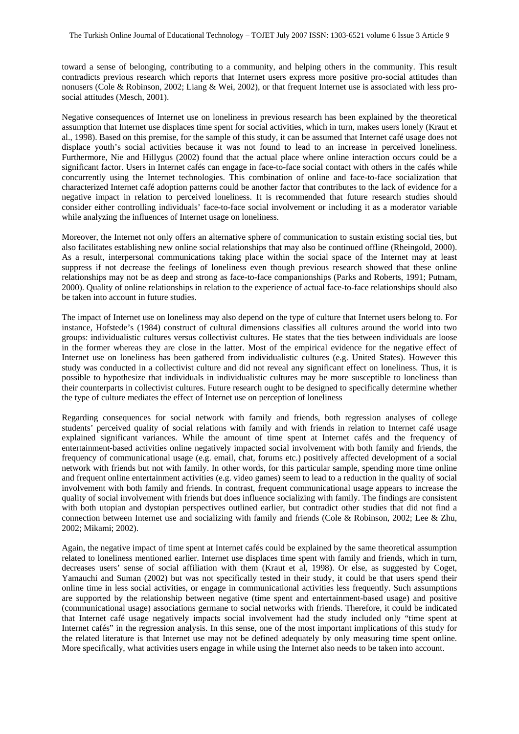toward a sense of belonging, contributing to a community, and helping others in the community. This result contradicts previous research which reports that Internet users express more positive pro-social attitudes than nonusers (Cole & Robinson, 2002; Liang & Wei, 2002), or that frequent Internet use is associated with less pro-social attitudes (Mesch, 2001).

Negative consequences of Internet use on loneliness in previous research has been explained by the theoretical assumption that Internet use displaces time spent for social activities, which in turn, makes users lonely (Kraut et al., 1998). Based on this premise, for the sample of this study, it can be assumed that Internet café usage does not displace youth's social activities because it was not found to lead to an increase in perceived loneliness. Furthermore, Nie and Hillygus (2002) found that the actual place where online interaction occurs could be a significant factor. Users in Internet cafés can engage in face-to-face social contact with others in the cafés while concurrently using the Internet technologies. This combination of online and face-to-face socialization that characterized Internet café adoption patterns could be another factor that contributes to the lack of evidence for a negative impact in relation to perceived loneliness. It is recommended that future research studies should consider either controlling individuals' face-to-face social involvement or including it as a moderator variable while analyzing the influences of Internet usage on loneliness.

Moreover, the Internet not only offers an alternative sphere of communication to sustain existing social ties, but also facilitates establishing new online social relationships that may also be continued offline (Rheingold, 2000). As a result, interpersonal communications taking place within the social space of the Internet may at least suppress if not decrease the feelings of loneliness even though previous research showed that these online relationships may not be as deep and strong as face-to-face companionships (Parks and Roberts, 1991; Putnam, 2000). Quality of online relationships in relation to the experience of actual face-to-face relationships should also be taken into account in future studies.

The impact of Internet use on loneliness may also depend on the type of culture that Internet users belong to. For instance, Hofstede's (1984) construct of cultural dimensions classifies all cultures around the world into two groups: individualistic cultures versus collectivist cultures. He states that the ties between individuals are loose in the former whereas they are close in the latter. Most of the empirical evidence for the negative effect of Internet use on loneliness has been gathered from individualistic cultures (e.g. United States). However this study was conducted in a collectivist culture and did not reveal any significant effect on loneliness. Thus, it is possible to hypothesize that individuals in individualistic cultures may be more susceptible to loneliness than their counterparts in collectivist cultures. Future research ought to be designed to specifically determine whether the type of culture mediates the effect of Internet use on perception of loneliness

Regarding consequences for social network with family and friends, both regression analyses of college students' perceived quality of social relations with family and with friends in relation to Internet café usage explained significant variances. While the amount of time spent at Internet cafés and the frequency of entertainment-based activities online negatively impacted social involvement with both family and friends, the frequency of communicational usage (e.g. email, chat, forums etc.) positively affected development of a social network with friends but not with family. In other words, for this particular sample, spending more time online and frequent online entertainment activities (e.g. video games) seem to lead to a reduction in the quality of social involvement with both family and friends. In contrast, frequent communicational usage appears to increase the quality of social involvement with friends but does influence socializing with family. The findings are consistent with both utopian and dystopian perspectives outlined earlier, but contradict other studies that did not find a connection between Internet use and socializing with family and friends (Cole & Robinson, 2002; Lee & Zhu, 2002; Mikami; 2002).

Again, the negative impact of time spent at Internet cafés could be explained by the same theoretical assumption related to loneliness mentioned earlier. Internet use displaces time spent with family and friends, which in turn, decreases users' sense of social affiliation with them (Kraut et al, 1998). Or else, as suggested by Coget, Yamauchi and Suman (2002) but was not specifically tested in their study, it could be that users spend their online time in less social activities, or engage in communicational activities less frequently. Such assumptions are supported by the relationship between negative (time spent and entertainment-based usage) and positive (communicational usage) associations germane to social networks with friends. Therefore, it could be indicated that Internet café usage negatively impacts social involvement had the study included only "time spent at Internet cafés" in the regression analysis. In this sense, one of the most important implications of this study for the related literature is that Internet use may not be defined adequately by only measuring time spent online. More specifically, what activities users engage in while using the Internet also needs to be taken into account.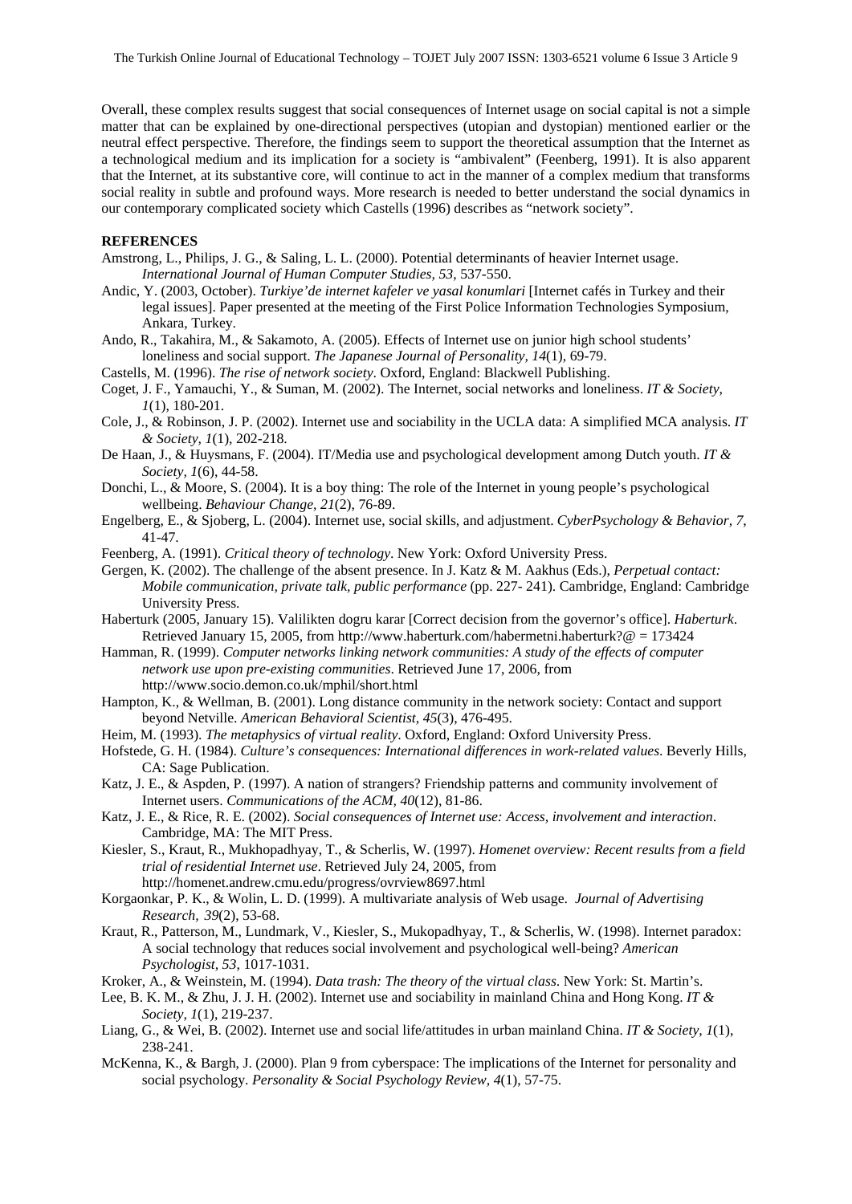Overall, these complex results suggest that social consequences of Internet usage on social capital is not a simple matter that can be explained by one-directional perspectives (utopian and dystopian) mentioned earlier or the neutral effect perspective. Therefore, the findings seem to support the theoretical assumption that the Internet as a technological medium and its implication for a society is "ambivalent" (Feenberg, 1991). It is also apparent that the Internet, at its substantive core, will continue to act in the manner of a complex medium that transforms social reality in subtle and profound ways. More research is needed to better understand the social dynamics in our contemporary complicated society which Castells (1996) describes as "network society".

**REFERENCES**

Amstrong, L., Philips, J. G., & Saling, L. L. (2000). Potential determinants of heavier Internet usage. *International Journal of Human Computer Studies, 53*, 537-550.

Andic, Y. (2003, October). *Turkiye'de internet kafeler ve yasal konumlari* [Internet cafés in Turkey and their legal issues]. Paper presented at the meeting of the First Police Information Technologies Symposium, Ankara, Turkey.

Ando, R., Takahira, M., & Sakamoto, A. (2005). Effects of Internet use on junior high school students' loneliness and social support. *The Japanese Journal of Personality, 14*(1), 69-79.

Castells, M. (1996). *The rise of network society*. Oxford, England: Blackwell Publishing.

Coget, J. F., Yamauchi, Y., & Suman, M. (2002). The Internet, social networks and loneliness. *IT & Society, 1*(1), 180-201.

Cole, J., & Robinson, J. P. (2002). Internet use and sociability in the UCLA data: A simplified MCA analysis. *IT & Society, 1*(1), 202-218.

De Haan, J., & Huysmans, F. (2004). IT/Media use and psychological development among Dutch youth. *IT & Society, 1*(6), 44-58.

Donchi, L., & Moore, S. (2004). It is a boy thing: The role of the Internet in young people's psychological wellbeing. *Behaviour Change, 21*(2), 76-89.

Engelberg, E., & Sjoberg, L. (2004). Internet use, social skills, and adjustment. *CyberPsychology & Behavior, 7*, 41-47.

Feenberg, A. (1991). *Critical theory of technology*. New York: Oxford University Press.

Gergen, K. (2002). The challenge of the absent presence. In J. Katz & M. Aakhus (Eds.), *Perpetual contact: Mobile communication, private talk, public performance* (pp. 227- 241). Cambridge, England: Cambridge University Press.

Haberturk (2005, January 15). Valilikten dogru karar [Correct decision from the governor's office]. *Haberturk*. Retrieved January 15, 2005, from http://www.haberturk.com/habermetni.haberturk?@ = 173424

Hamman, R. (1999). *Computer networks linking network communities: A study of the effects of computer network use upon pre-existing communities*. Retrieved June 17, 2006, from http://www.socio.demon.co.uk/mphil/short.html

Hampton, K., & Wellman, B. (2001). Long distance community in the network society: Contact and support beyond Netville. *American Behavioral Scientist, 45*(3), 476-495.

Heim, M. (1993). *The metaphysics of virtual reality*. Oxford, England: Oxford University Press.

Hofstede, G. H. (1984). *Culture's consequences: International differences in work-related values*. Beverly Hills, CA: Sage Publication.

Katz, J. E., & Aspden, P. (1997). A nation of strangers? Friendship patterns and community involvement of Internet users. *Communications of the ACM, 40*(12), 81-86.

Katz, J. E., & Rice, R. E. (2002). *Social consequences of Internet use: Access, involvement and interaction*. Cambridge, MA: The MIT Press.

Kiesler, S., Kraut, R., Mukhopadhyay, T., & Scherlis, W. (1997). *Homenet overview: Recent results from a field trial of residential Internet use*. Retrieved July 24, 2005, from http://homenet.andrew.cmu.edu/progress/ovrview8697.html

Korgaonkar, P. K., & Wolin, L. D. (1999). A multivariate analysis of Web usage. *Journal of Advertising Research, 39*(2), 53-68.

Kraut, R., Patterson, M., Lundmark, V., Kiesler, S., Mukopadhyay, T., & Scherlis, W. (1998). Internet paradox: A social technology that reduces social involvement and psychological well-being? *American Psychologist, 53*, 1017-1031.

Kroker, A., & Weinstein, M. (1994). *Data trash: The theory of the virtual class*. New York: St. Martin's.

Lee, B. K. M., & Zhu, J. J. H. (2002). Internet use and sociability in mainland China and Hong Kong. *IT & Society, 1*(1), 219-237.

Liang, G., & Wei, B. (2002). Internet use and social life/attitudes in urban mainland China. *IT & Society, 1*(1), 238-241.

McKenna, K., & Bargh, J. (2000). Plan 9 from cyberspace: The implications of the Internet for personality and social psychology. *Personality & Social Psychology Review, 4*(1), 57-75.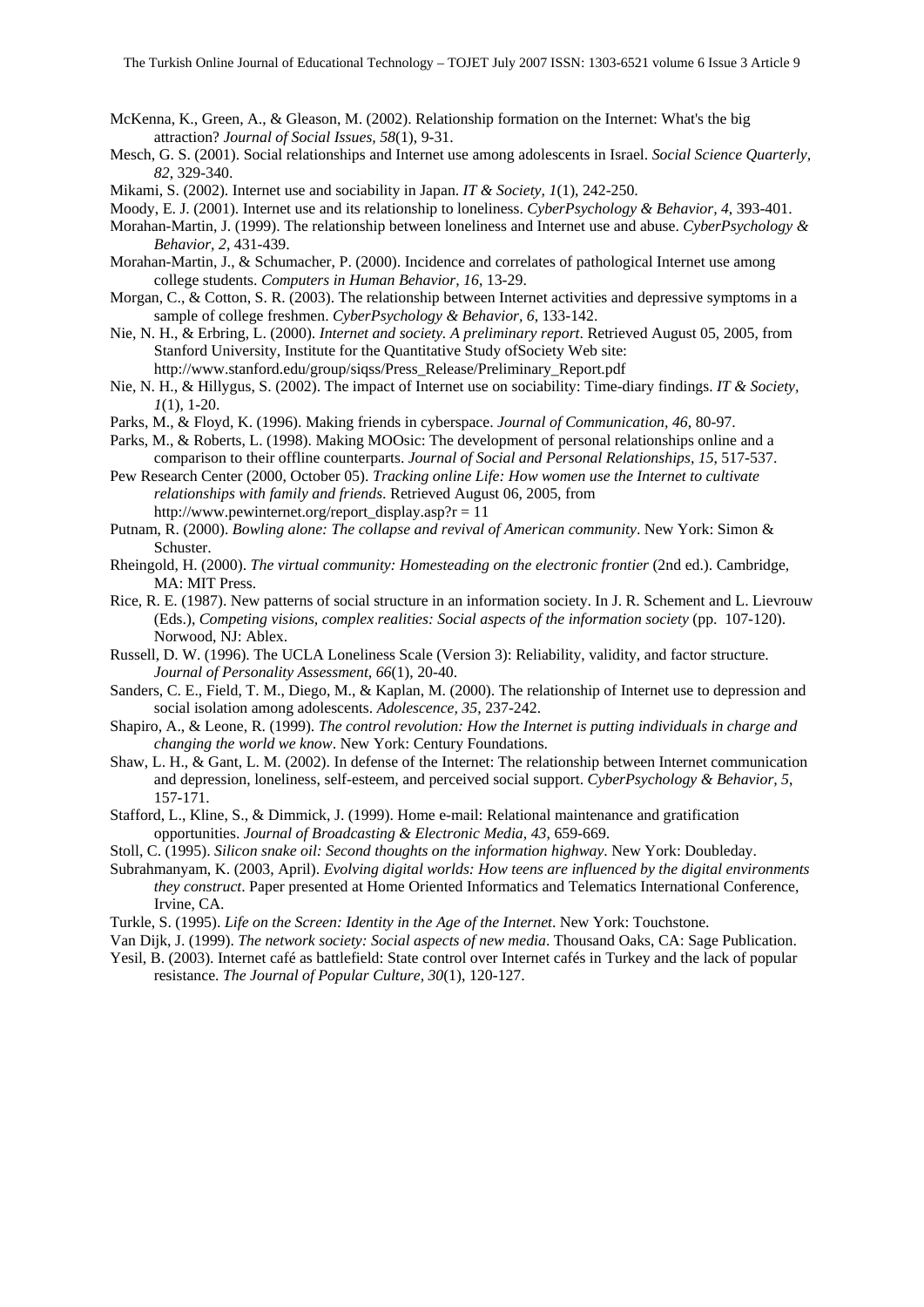McKenna, K., Green, A., & Gleason, M. (2002). Relationship formation on the Internet: What's the big attraction? *Journal of Social Issues, 58*(1), 9-31.

Mesch, G. S. (2001). Social relationships and Internet use among adolescents in Israel. *Social Science Quarterly, 82*, 329-340.

Mikami, S. (2002). Internet use and sociability in Japan. *IT & Society, 1*(1), 242-250.

Moody, E. J. (2001). Internet use and its relationship to loneliness. *CyberPsychology & Behavior, 4*, 393-401.

Morahan-Martin, J. (1999). The relationship between loneliness and Internet use and abuse. *CyberPsychology & Behavior, 2*, 431-439.

Morahan-Martin, J., & Schumacher, P. (2000). Incidence and correlates of pathological Internet use among college students. *Computers in Human Behavior, 16*, 13-29.

Morgan, C., & Cotton, S. R. (2003). The relationship between Internet activities and depressive symptoms in a sample of college freshmen. *CyberPsychology & Behavior, 6*, 133-142.

Nie, N. H., & Erbring, L. (2000). *Internet and society. A preliminary report*. Retrieved August 05, 2005, from Stanford University, Institute for the Quantitative Study ofSociety Web site: http://www.stanford.edu/group/siqss/Press_Release/Preliminary_Report.pdf

Nie, N. H., & Hillygus, S. (2002). The impact of Internet use on sociability: Time-diary findings. *IT & Society, 1*(1), 1-20.

Parks, M., & Floyd, K. (1996). Making friends in cyberspace. *Journal of Communication, 46*, 80-97.

Parks, M., & Roberts, L. (1998). Making MOOsic: The development of personal relationships online and a comparison to their offline counterparts. *Journal of Social and Personal Relationships, 15*, 517-537.

Pew Research Center (2000, October 05). *Tracking online Life: How women use the Internet to cultivate relationships with family and friends*. Retrieved August 06, 2005, from http://www.pewinternet.org/report_display.asp?r = 11

Putnam, R. (2000). *Bowling alone: The collapse and revival of American community*. New York: Simon & Schuster.

Rheingold, H. (2000). *The virtual community: Homesteading on the electronic frontier* (2nd ed.). Cambridge, MA: MIT Press.

Rice, R. E. (1987). New patterns of social structure in an information society. In J. R. Schement and L. Lievrouw (Eds.), *Competing visions, complex realities: Social aspects of the information society* (pp. 107-120). Norwood, NJ: Ablex.

Russell, D. W. (1996). The UCLA Loneliness Scale (Version 3): Reliability, validity, and factor structure. *Journal of Personality Assessment, 66*(1), 20-40.

Sanders, C. E., Field, T. M., Diego, M., & Kaplan, M. (2000). The relationship of Internet use to depression and social isolation among adolescents. *Adolescence, 35*, 237-242.

Shapiro, A., & Leone, R. (1999). *The control revolution: How the Internet is putting individuals in charge and changing the world we know*. New York: Century Foundations.

Shaw, L. H., & Gant, L. M. (2002). In defense of the Internet: The relationship between Internet communication and depression, loneliness, self-esteem, and perceived social support. *CyberPsychology & Behavior, 5*, 157-171.

Stafford, L., Kline, S., & Dimmick, J. (1999). Home e-mail: Relational maintenance and gratification opportunities. *Journal of Broadcasting & Electronic Media, 43*, 659-669.

Stoll, C. (1995). *Silicon snake oil: Second thoughts on the information highway*. New York: Doubleday.

Subrahmanyam, K. (2003, April). *Evolving digital worlds: How teens are influenced by the digital environments they construct*. Paper presented at Home Oriented Informatics and Telematics International Conference, Irvine, CA.

Turkle, S. (1995). *Life on the Screen: Identity in the Age of the Internet*. New York: Touchstone.

Van Dijk, J. (1999). *The network society: Social aspects of new media*. Thousand Oaks, CA: Sage Publication.

Yesil, B. (2003). Internet café as battlefield: State control over Internet cafés in Turkey and the lack of popular resistance. *The Journal of Popular Culture, 30*(1), 120-127.